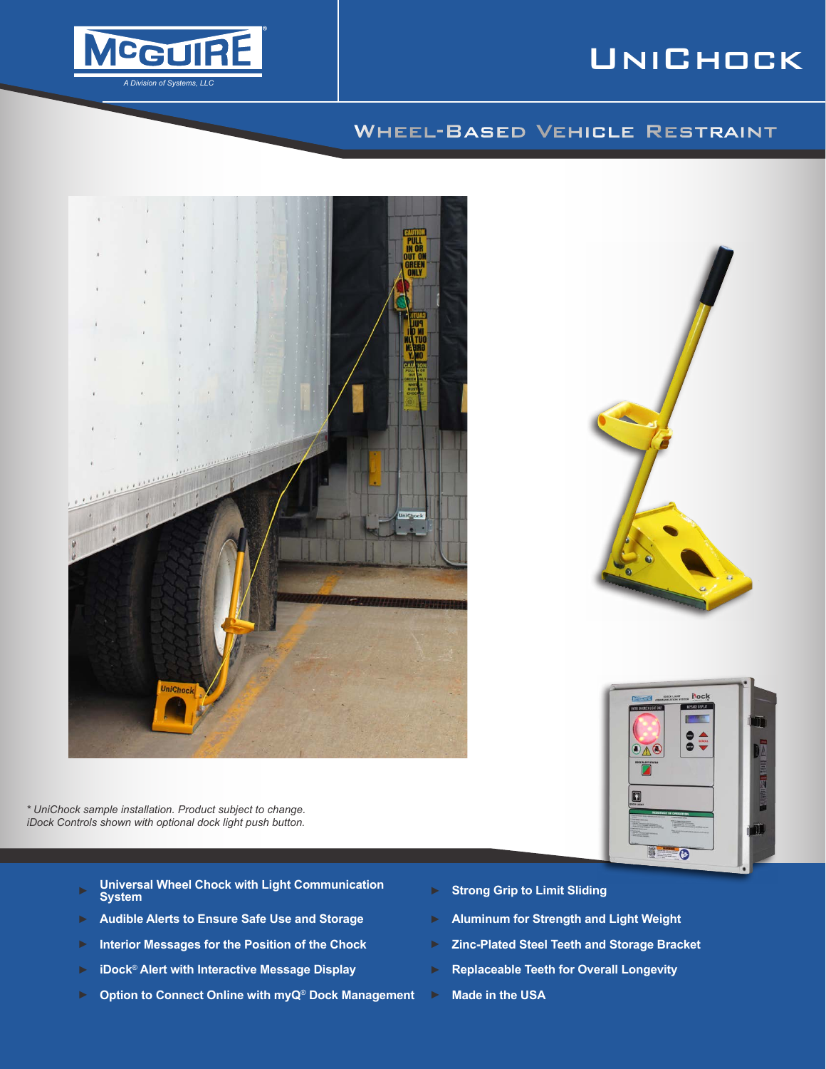McGUIRE®

*A Division of Systems, LLC*

# UniChock

## Wheel-Based Vehicle Restraint

*\* UniChock sample installation. Product subject to change. iDock Controls shown with optional dock light push button.*

- Universal Wheel Chock with Light Communication System
- Audible Alerts to Ensure Safe Use and Storage
- Interior Messages for the Position of the Chock
- iDock® Alert with Interactive Message Display
- Option to Connect Online with myQ® Dock Management
- Strong Grip to Limit Sliding
- Aluminum for Strength and Light Weight
- Zinc-Plated Steel Teeth and Storage Bracket
- Replaceable Teeth for Overall Longevity
- Made in the USA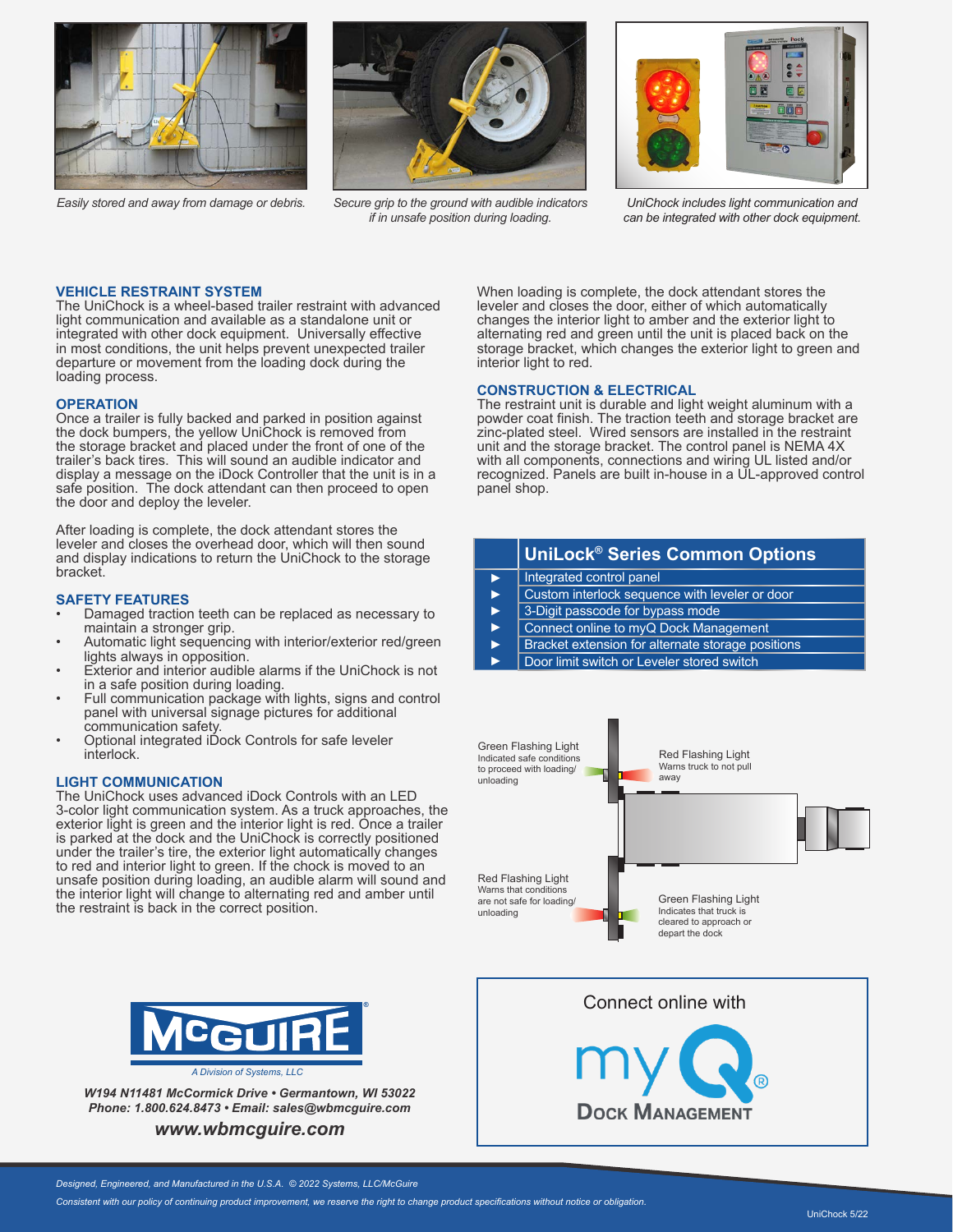Easily stored and away from damage or debris.

Secure grip to the ground with audible indicators if in unsafe position during loading.

UniChock includes light communication and can be integrated with other dock equipment.

## VEHICLE RESTRAINT SYSTEM

The UniChock is a wheel-based trailer restraint with advanced light communication and available as a standalone unit or integrated with other dock equipment. Universally effective in most conditions, the unit helps prevent unexpected trailer departure or movement from the loading dock during the loading process.

## OPERATION

Once a trailer is fully backed and parked in position against the dock bumpers, the yellow UniChock is removed from the storage bracket and placed under the front of one of the trailer's back tires. This will sound an audible indicator and display a message on the iDock Controller that the unit is in a safe position. The dock attendant can then proceed to open the door and deploy the leveler.

After loading is complete, the dock attendant stores the leveler and closes the overhead door, which will then sound and display indications to return the UniChock to the storage bracket.

## SAFETY FEATURES

- Damaged traction teeth can be replaced as necessary to maintain a stronger grip.
- Automatic light sequencing with interior/exterior red/green lights always in opposition.
- Exterior and interior audible alarms if the UniChock is not in a safe position during loading.
- Full communication package with lights, signs and control panel with universal signage pictures for additional communication safety.
- Optional integrated iDock Controls for safe leveler interlock.

## LIGHT COMMUNICATION

The UniChock uses advanced iDock Controls with an LED 3-color light communication system. As a truck approaches, the exterior light is green and the interior light is red. Once a trailer is parked at the dock and the UniChock is correctly positioned under the trailer's tire, the light automatically changes to red and interior light to green. If the chock is moved to an unsafe position during loading, an audible alarm will sound and the interior light will change to alternating red and amber until the restraint is back in the correct position.

When loading is complete, the dock attendant stores the leveler and closes the door, either of which will automatically changes the interior light to amber and the exterior light to alternating red and green until the unit is placed back on the storage bracket, which changes the exterior light to green and interior light to red.

## CONSTRUCTION & ELECTRICAL

The restraint unit is durable and light weight aluminum with a powder coat finish. The traction teeth and storage bracket are zinc-plated steel. Wired sensors are installed in the restraint unit and the storage bracket. The control panel is NEMA 4X with all components, connections and wiring UL listed and/or recognized. Panels are built in-house in a UL-approved control panel shop.

| | UniLock® Series Common Options |
|---|---|
| ► | Integrated control panel |
| ► | Custom interlock sequence with leveler or door |
| ► | 3-Digit passcode for bypass mode |
| ► | Connect online to myQ Dock Management |
| ► | Bracket extension for alternate storage positions |
| ► | Door limit switch or Leveler stored switch |

Green Flashing Light
Indicated safe conditions to proceed with loading/ unloading

Red Flashing Light
Warns truck to not pull away

Red Flashing Light
Warns that conditions are not safe for loading/ unloading

Green Flashing Light
Indicates that truck is cleared to approach or depart the dock

McGUIRE®
*A Division of Systems, LLC*

***W194 N11481 McCormick Drive • Germantown, WI 53022***
***Phone: 1.800.624.8473 • Email: sales@wbmcguire.com***

***www.wbmcguire.com***

Connect online with myQ® Dock Management

*Designed, Engineered, and Manufactured in the U.S.A. © 2022 Systems, LLC/McGuire*

*Consistent with our policy of continuing product improvement, we reserve the right to change product specifications without notice or obligation.*

UniChock 5/22